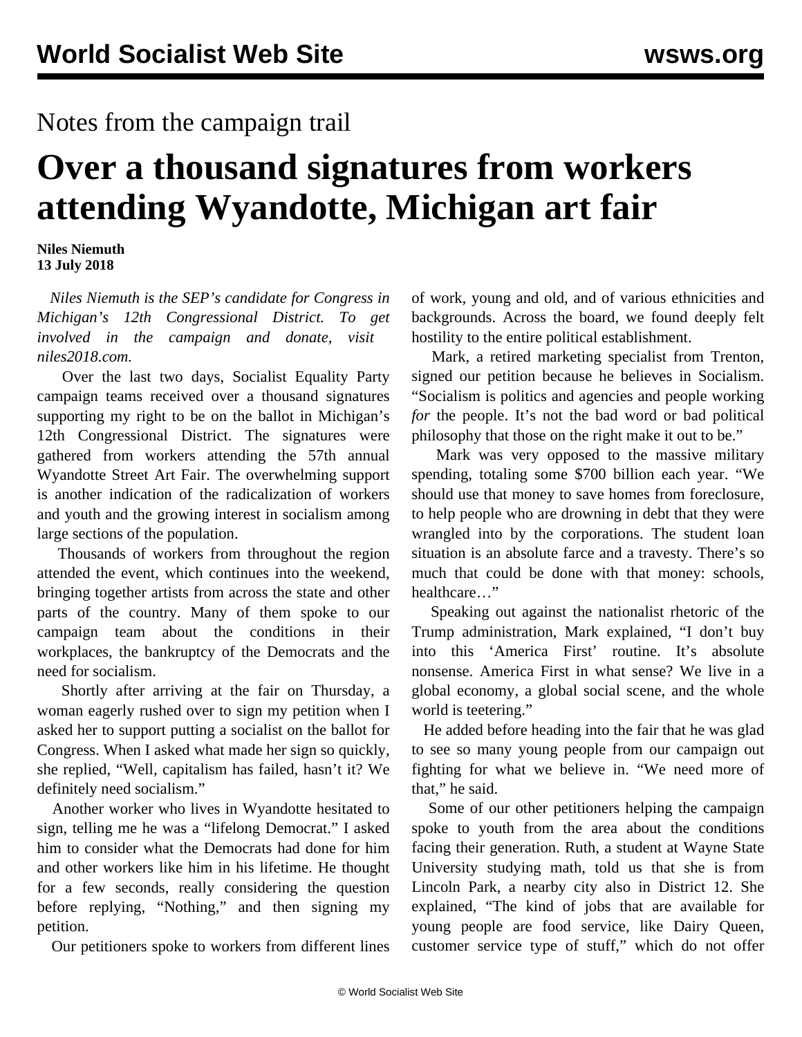Notes from the campaign trail

# Over a thousand signatures from workers attending Wyandotte, Michigan art fair

**Niles Niemuth**
**13 July 2018**

*Niles Niemuth is the SEP's candidate for Congress in Michigan's 12th Congressional District. To get involved in the campaign and donate, visit niles2018.com.*

Over the last two days, Socialist Equality Party campaign teams received over a thousand signatures supporting my right to be on the ballot in Michigan's 12th Congressional District. The signatures were gathered from workers attending the 57th annual Wyandotte Street Art Fair. The overwhelming support is another indication of the radicalization of workers and youth and the growing interest in socialism among large sections of the population.

Thousands of workers from throughout the region attended the event, which continues into the weekend, bringing together artists from across the state and other parts of the country. Many of them spoke to our campaign team about the conditions in their workplaces, the bankruptcy of the Democrats and the need for socialism.

Shortly after arriving at the fair on Thursday, a woman eagerly rushed over to sign my petition when I asked her to support putting a socialist on the ballot for Congress. When I asked what made her sign so quickly, she replied, "Well, capitalism has failed, hasn't it? We definitely need socialism."

Another worker who lives in Wyandotte hesitated to sign, telling me he was a "lifelong Democrat." I asked him to consider what the Democrats had done for him and other workers like him in his lifetime. He thought for a few seconds, really considering the question before replying, "Nothing," and then signing my petition.

Our petitioners spoke to workers from different lines of work, young and old, and of various ethnicities and backgrounds. Across the board, we found deeply felt hostility to the entire political establishment.

Mark, a retired marketing specialist from Trenton, signed our petition because he believes in Socialism. "Socialism is politics and agencies and people working *for* the people. It's not the bad word or bad political philosophy that those on the right make it out to be."

Mark was very opposed to the massive military spending, totaling some $700 billion each year. "We should use that money to save homes from foreclosure, to help people who are drowning in debt that they were wrangled into by the corporations. The student loan situation is an absolute farce and a travesty. There's so much that could be done with that money: schools, healthcare…"

Speaking out against the nationalist rhetoric of the Trump administration, Mark explained, "I don't buy into this 'America First' routine. It's absolute nonsense. America First in what sense? We live in a global economy, a global social scene, and the whole world is teetering."

He added before heading into the fair that he was glad to see so many young people from our campaign out fighting for what we believe in. "We need more of that," he said.

Some of our other petitioners helping the campaign spoke to youth from the area about the conditions facing their generation. Ruth, a student at Wayne State University studying math, told us that she is from Lincoln Park, a nearby city also in District 12. She explained, "The kind of jobs that are available for young people are food service, like Dairy Queen, customer service type of stuff," which do not offer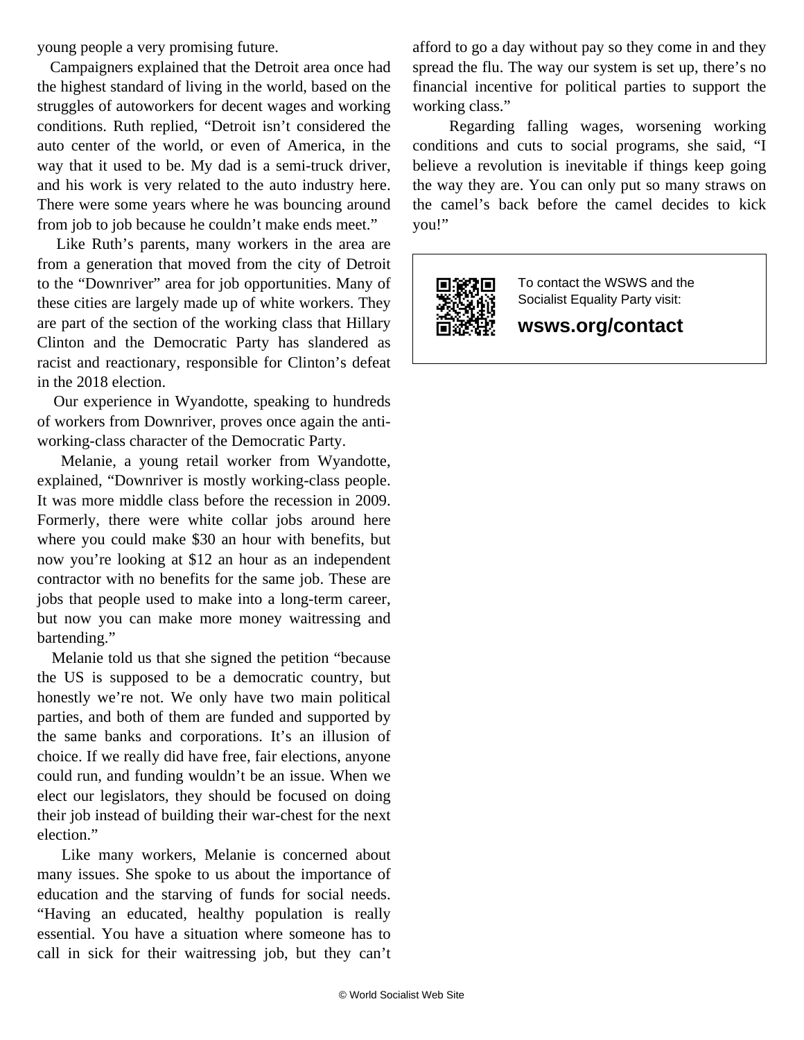young people a very promising future.

Campaigners explained that the Detroit area once had the highest standard of living in the world, based on the struggles of autoworkers for decent wages and working conditions. Ruth replied, "Detroit isn't considered the auto center of the world, or even of America, in the way that it used to be. My dad is a semi-truck driver, and his work is very related to the auto industry here. There were some years where he was bouncing around from job to job because he couldn't make ends meet."

Like Ruth's parents, many workers in the area are from a generation that moved from the city of Detroit to the "Downriver" area for job opportunities. Many of these cities are largely made up of white workers. They are part of the section of the working class that Hillary Clinton and the Democratic Party has slandered as racist and reactionary, responsible for Clinton's defeat in the 2018 election.

Our experience in Wyandotte, speaking to hundreds of workers from Downriver, proves once again the anti-working-class character of the Democratic Party.

Melanie, a young retail worker from Wyandotte, explained, "Downriver is mostly working-class people. It was more middle class before the recession in 2009. Formerly, there were white collar jobs around here where you could make $30 an hour with benefits, but now you're looking at $12 an hour as an independent contractor with no benefits for the same job. These are jobs that people used to make into a long-term career, but now you can make more money waitressing and bartending."

Melanie told us that she signed the petition "because the US is supposed to be a democratic country, but honestly we're not. We only have two main political parties, and both of them are funded and supported by the same banks and corporations. It's an illusion of choice. If we really did have free, fair elections, anyone could run, and funding wouldn't be an issue. When we elect our legislators, they should be focused on doing their job instead of building their war-chest for the next election."

Like many workers, Melanie is concerned about many issues. She spoke to us about the importance of education and the starving of funds for social needs. "Having an educated, healthy population is really essential. You have a situation where someone has to call in sick for their waitressing job, but they can't afford to go a day without pay so they come in and they spread the flu. The way our system is set up, there's no financial incentive for political parties to support the working class."

Regarding falling wages, worsening working conditions and cuts to social programs, she said, "I believe a revolution is inevitable if things keep going the way they are. You can only put so many straws on the camel's back before the camel decides to kick you!"

To contact the WSWS and the Socialist Equality Party visit:

**wsws.org/contact**